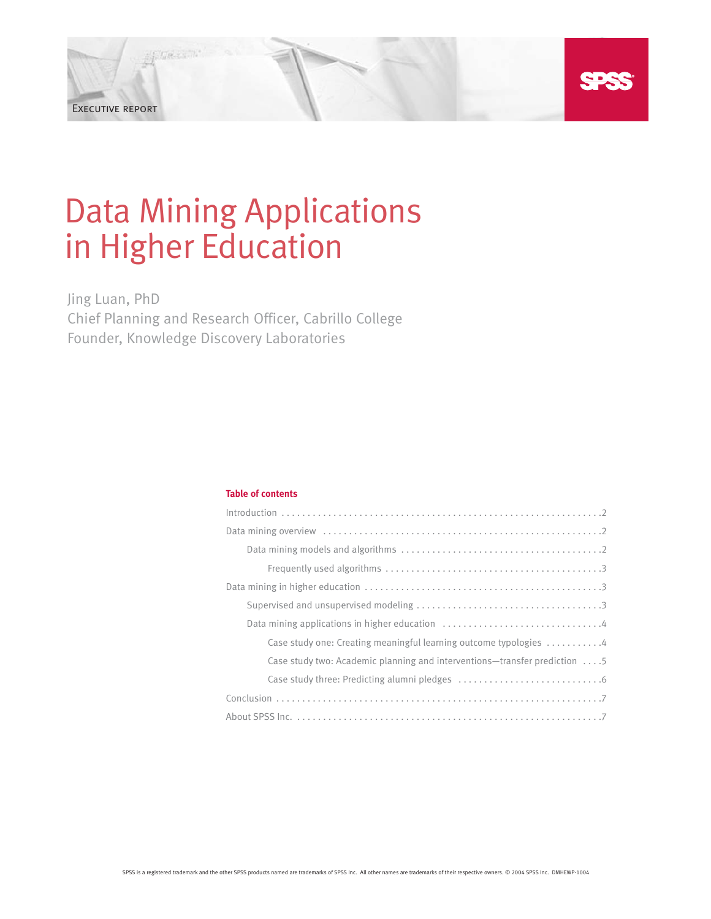Executive report

# Data Mining Applications in Higher Education

Jing Luan, PhD
Chief Planning and Research Officer, Cabrillo College
Founder, Knowledge Discovery Laboratories

**Table of contents**

- Introduction . . . . . . . . . . . . . . . . . . . . 2
- Data mining overview . . . . . . . . . . . . . . . . . . . . 2
  - Data mining models and algorithms . . . . . . . . . . . . . . . . . . . . 2
    - Frequently used algorithms . . . . . . . . . . . . . . . . . . . . 3
- Data mining in higher education . . . . . . . . . . . . . . . . . . . . 3
  - Supervised and unsupervised modeling . . . . . . . . . . . . . . . . . . . . 3
  - Data mining applications in higher education . . . . . . . . . . . . . . . . . . . . 4
    - Case study one: Creating meaningful learning outcome typologies . . . . . . . . . . 4
    - Case study two: Academic planning and interventions—transfer prediction . . . . 5
    - Case study three: Predicting alumni pledges . . . . . . . . . . . . . . . . . . . . 6
- Conclusion . . . . . . . . . . . . . . . . . . . . 7
- About SPSS Inc. . . . . . . . . . . . . . . . . . . . . 7

SPSS is a registered trademark and the other SPSS products named are trademarks of SPSS Inc. All other names are trademarks of their respective owners. © 2004 SPSS Inc. DMHEWP-1004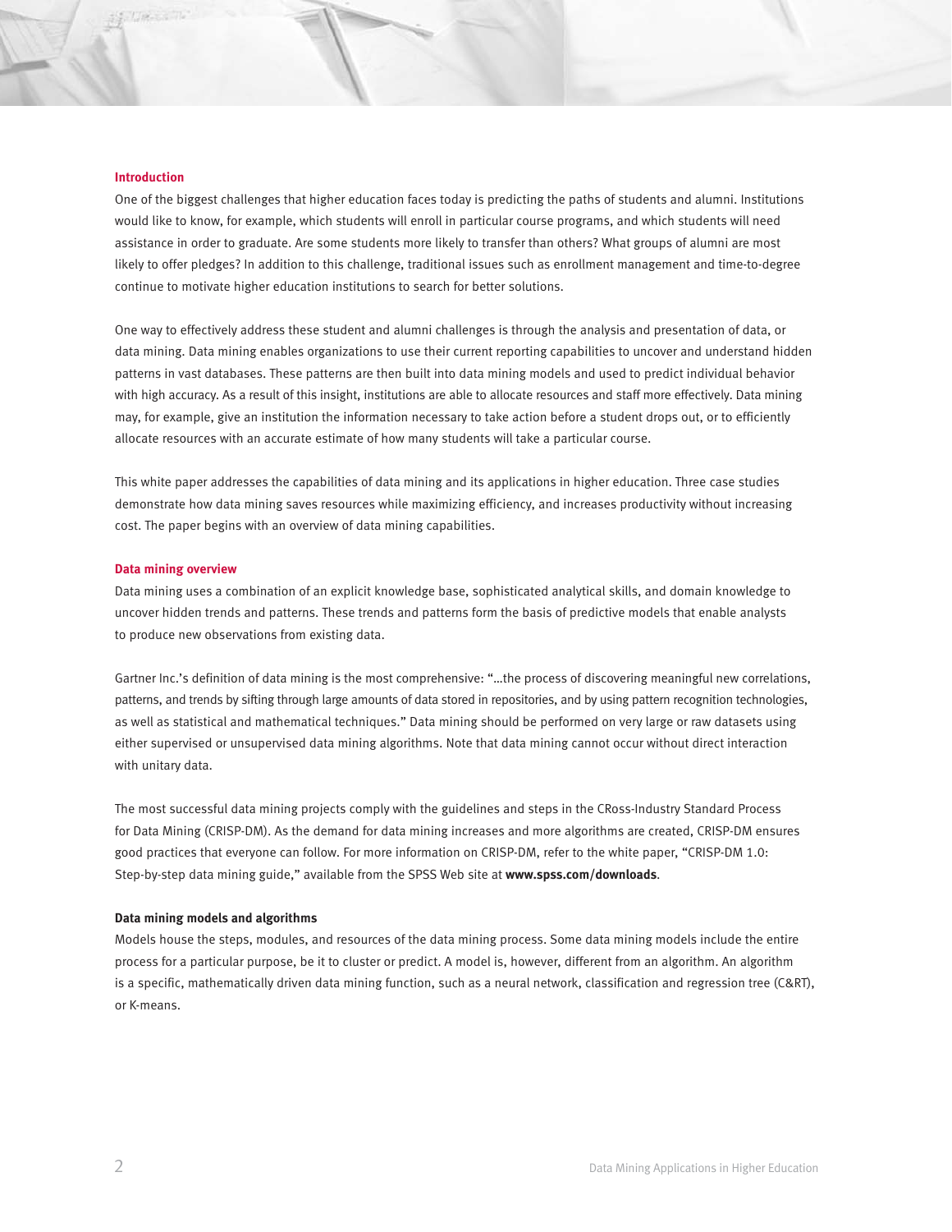## Introduction

One of the biggest challenges that higher education faces today is predicting the paths of students and alumni. Institutions would like to know, for example, which students will enroll in particular course programs, and which students will need assistance in order to graduate. Are some students more likely to transfer than others? What groups of alumni are most likely to offer pledges? In addition to this challenge, traditional issues such as enrollment management and time-to-degree continue to motivate higher education institutions to search for better solutions.

One way to effectively address these student and alumni challenges is through the analysis and presentation of data, or data mining. Data mining enables organizations to use their current reporting capabilities to uncover and understand hidden patterns in vast databases. These patterns are then built into data mining models and used to predict individual behavior with high accuracy. As a result of this insight, institutions are able to allocate resources and staff more effectively. Data mining may, for example, give an institution the information necessary to take action before a student drops out, or to efficiently allocate resources with an accurate estimate of how many students will take a particular course.

This white paper addresses the capabilities of data mining and its applications in higher education. Three case studies demonstrate how data mining saves resources while maximizing efficiency, and increases productivity without increasing cost. The paper begins with an overview of data mining capabilities.

## Data mining overview

Data mining uses a combination of an explicit knowledge base, sophisticated analytical skills, and domain knowledge to uncover hidden trends and patterns. These trends and patterns form the basis of predictive models that enable analysts to produce new observations from existing data.

Gartner Inc.'s definition of data mining is the most comprehensive: "...the process of discovering meaningful new correlations, patterns, and trends by sifting through large amounts of data stored in repositories, and by using pattern recognition technologies, as well as statistical and mathematical techniques." Data mining should be performed on very large or raw datasets using either supervised or unsupervised data mining algorithms. Note that data mining cannot occur without direct interaction with unitary data.

The most successful data mining projects comply with the guidelines and steps in the CRoss-Industry Standard Process for Data Mining (CRISP-DM). As the demand for data mining increases and more algorithms are created, CRISP-DM ensures good practices that everyone can follow. For more information on CRISP-DM, refer to the white paper, "CRISP-DM 1.0: Step-by-step data mining guide," available from the SPSS Web site at **www.spss.com/downloads**.

### Data mining models and algorithms

Models house the steps, modules, and resources of the data mining process. Some data mining models include the entire process for a particular purpose, be it to cluster or predict. A model is, however, different from an algorithm. An algorithm is a specific, mathematically driven data mining function, such as a neural network, classification and regression tree (C&RT), or K-means.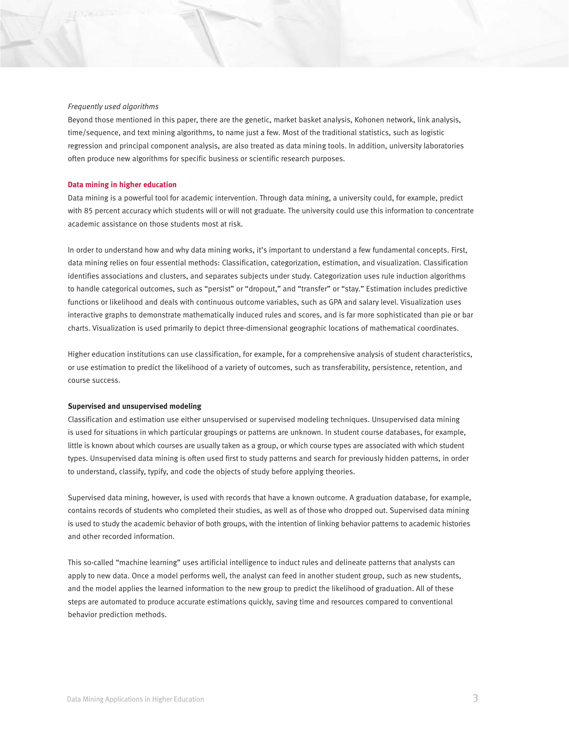*Frequently used algorithms*

Beyond those mentioned in this paper, there are the genetic, market basket analysis, Kohonen network, link analysis, time/sequence, and text mining algorithms, to name just a few. Most of the traditional statistics, such as logistic regression and principal component analysis, are also treated as data mining tools. In addition, university laboratories often produce new algorithms for specific business or scientific research purposes.

## Data mining in higher education

Data mining is a powerful tool for academic intervention. Through data mining, a university could, for example, predict with 85 percent accuracy which students will or will not graduate. The university could use this information to concentrate academic assistance on those students most at risk.

In order to understand how and why data mining works, it's important to understand a few fundamental concepts. First, data mining relies on four essential methods: Classification, categorization, estimation, and visualization. Classification identifies associations and clusters, and separates subjects under study. Categorization uses rule induction algorithms to handle categorical outcomes, such as "persist" or "dropout," and "transfer" or "stay." Estimation includes predictive functions or likelihood and deals with continuous outcome variables, such as GPA and salary level. Visualization uses interactive graphs to demonstrate mathematically induced rules and scores, and is far more sophisticated than pie or bar charts. Visualization is used primarily to depict three-dimensional geographic locations of mathematical coordinates.

Higher education institutions can use classification, for example, for a comprehensive analysis of student characteristics, or use estimation to predict the likelihood of a variety of outcomes, such as transferability, persistence, retention, and course success.

### Supervised and unsupervised modeling

Classification and estimation use either unsupervised or supervised modeling techniques. Unsupervised data mining is used for situations in which particular groupings or patterns are unknown. In student course databases, for example, little is known about which courses are usually taken as a group, or which course types are associated with which student types. Unsupervised data mining is often used first to study patterns and search for previously hidden patterns, in order to understand, classify, typify, and code the objects of study before applying theories.

Supervised data mining, however, is used with records that have a known outcome. A graduation database, for example, contains records of students who completed their studies, as well as of those who dropped out. Supervised data mining is used to study the academic behavior of both groups, with the intention of linking behavior patterns to academic histories and other recorded information.

This so-called "machine learning" uses artificial intelligence to induct rules and delineate patterns that analysts can apply to new data. Once a model performs well, the analyst can feed in another student group, such as new students, and the model applies the learned information to the new group to predict the likelihood of graduation. All of these steps are automated to produce accurate estimations quickly, saving time and resources compared to conventional behavior prediction methods.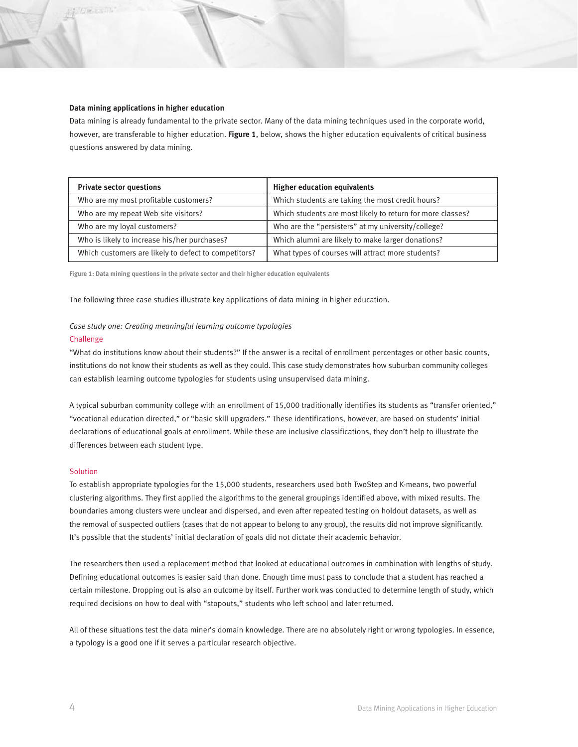### Data mining applications in higher education

Data mining is already fundamental to the private sector. Many of the data mining techniques used in the corporate world, however, are transferable to higher education. **Figure 1**, below, shows the higher education equivalents of critical business questions answered by data mining.

| Private sector questions | Higher education equivalents |
| --- | --- |
| Who are my most profitable customers? | Which students are taking the most credit hours? |
| Who are my repeat Web site visitors? | Which students are most likely to return for more classes? |
| Who are my loyal customers? | Who are the "persisters" at my university/college? |
| Who is likely to increase his/her purchases? | Which alumni are likely to make larger donations? |
| Which customers are likely to defect to competitors? | What types of courses will attract more students? |

**Figure 1: Data mining questions in the private sector and their higher education equivalents**

The following three case studies illustrate key applications of data mining in higher education.

*Case study one: Creating meaningful learning outcome typologies*

#### Challenge

"What do institutions know about their students?" If the answer is a recital of enrollment percentages or other basic counts, institutions do not know their students as well as they could. This case study demonstrates how suburban community colleges can establish learning outcome typologies for students using unsupervised data mining.

A typical suburban community college with an enrollment of 15,000 traditionally identifies its students as "transfer oriented," "vocational education directed," or "basic skill upgraders." These identifications, however, are based on students' initial declarations of educational goals at enrollment. While these are inclusive classifications, they don't help to illustrate the differences between each student type.

#### Solution

To establish appropriate typologies for the 15,000 students, researchers used both TwoStep and K-means, two powerful clustering algorithms. They first applied the algorithms to the general groupings identified above, with mixed results. The boundaries among clusters were unclear and dispersed, and even after repeated testing on holdout datasets, as well as the removal of suspected outliers (cases that do not appear to belong to any group), the results did not improve significantly. It's possible that the students' initial declaration of goals did not dictate their academic behavior.

The researchers then used a replacement method that looked at educational outcomes in combination with lengths of study. Defining educational outcomes is easier said than done. Enough time must pass to conclude that a student has reached a certain milestone. Dropping out is also an outcome by itself. Further work was conducted to determine length of study, which required decisions on how to deal with "stopouts," students who left school and later returned.

All of these situations test the data miner's domain knowledge. There are no absolutely right or wrong typologies. In essence, a typology is a good one if it serves a particular research objective.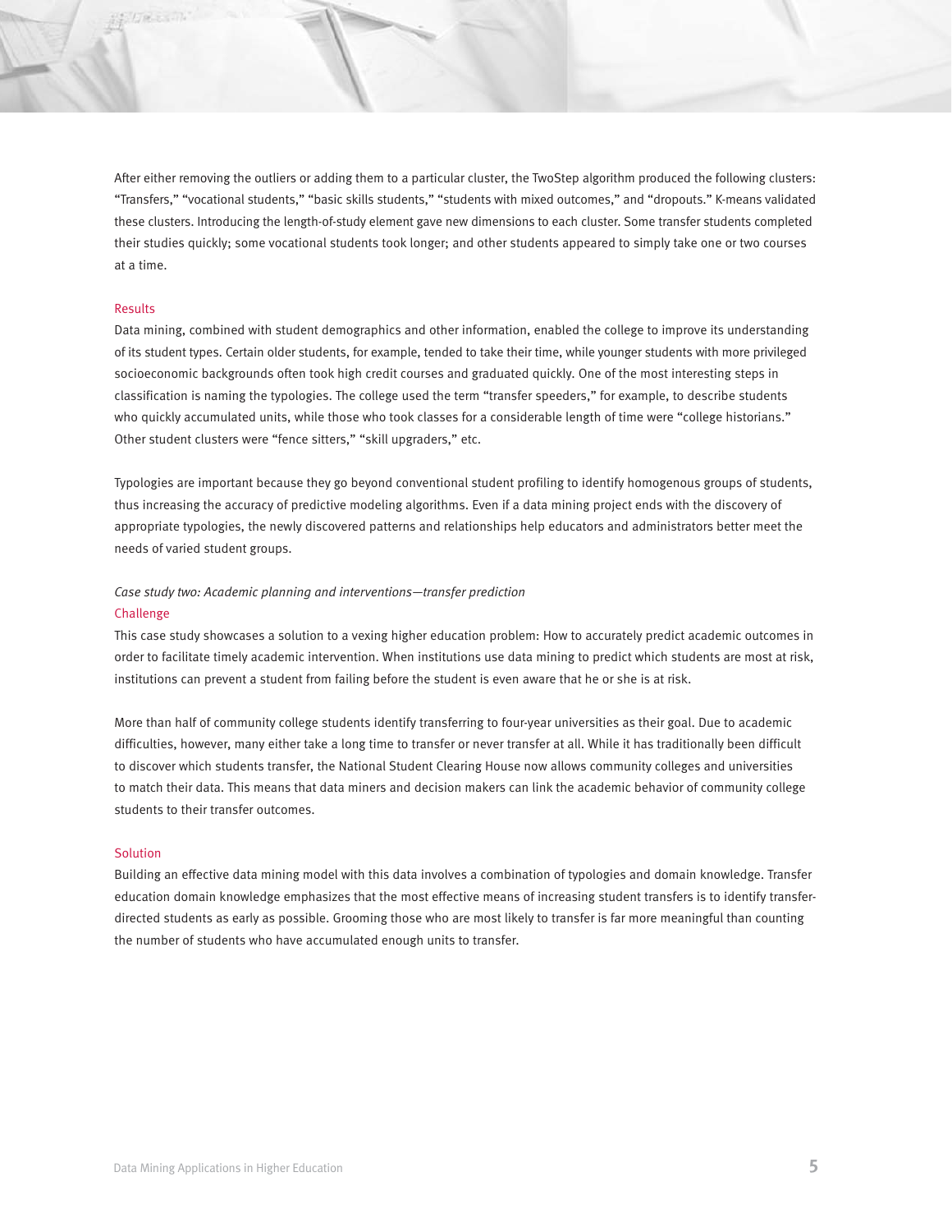After either removing the outliers or adding them to a particular cluster, the TwoStep algorithm produced the following clusters: "Transfers," "vocational students," "basic skills students," "students with mixed outcomes," and "dropouts." K-means validated these clusters. Introducing the length-of-study element gave new dimensions to each cluster. Some transfer students completed their studies quickly; some vocational students took longer; and other students appeared to simply take one or two courses at a time.

### Results

Data mining, combined with student demographics and other information, enabled the college to improve its understanding of its student types. Certain older students, for example, tended to take their time, while younger students with more privileged socioeconomic backgrounds often took high credit courses and graduated quickly. One of the most interesting steps in classification is naming the typologies. The college used the term "transfer speeders," for example, to describe students who quickly accumulated units, while those who took classes for a considerable length of time were "college historians." Other student clusters were "fence sitters," "skill upgraders," etc.

Typologies are important because they go beyond conventional student profiling to identify homogenous groups of students, thus increasing the accuracy of predictive modeling algorithms. Even if a data mining project ends with the discovery of appropriate typologies, the newly discovered patterns and relationships help educators and administrators better meet the needs of varied student groups.

*Case study two: Academic planning and interventions—transfer prediction*

### Challenge

This case study showcases a solution to a vexing higher education problem: How to accurately predict academic outcomes in order to facilitate timely academic intervention. When institutions use data mining to predict which students are most at risk, institutions can prevent a student from failing before the student is even aware that he or she is at risk.

More than half of community college students identify transferring to four-year universities as their goal. Due to academic difficulties, however, many either take a long time to transfer or never transfer at all. While it has traditionally been difficult to discover which students transfer, the National Student Clearing House now allows community colleges and universities to match their data. This means that data miners and decision makers can link the academic behavior of community college students to their transfer outcomes.

### Solution

Building an effective data mining model with this data involves a combination of typologies and domain knowledge. Transfer education domain knowledge emphasizes that the most effective means of increasing student transfers is to identify transfer-directed students as early as possible. Grooming those who are most likely to transfer is far more meaningful than counting the number of students who have accumulated enough units to transfer.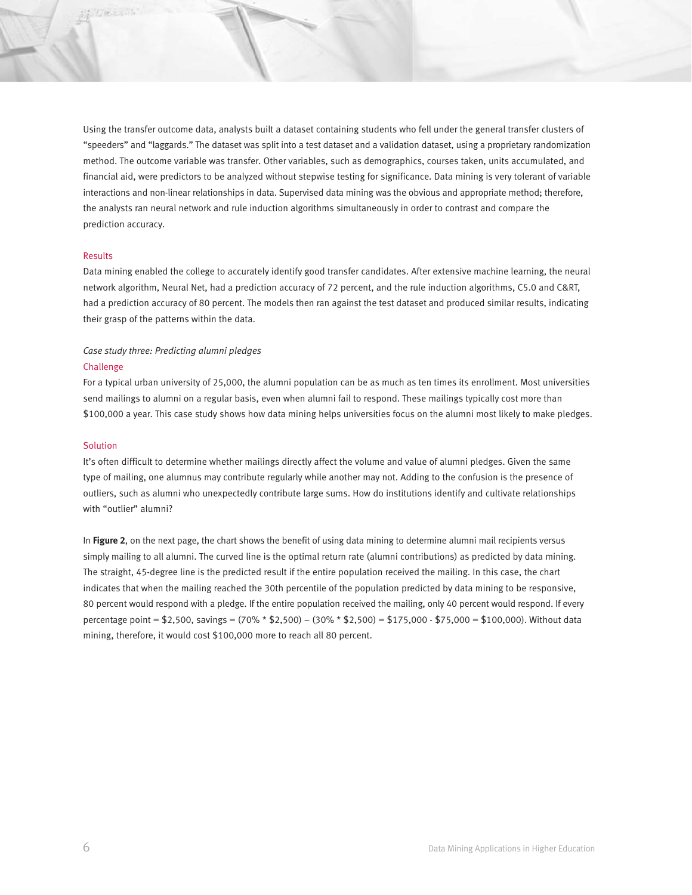Using the transfer outcome data, analysts built a dataset containing students who fell under the general transfer clusters of "speeders" and "laggards." The dataset was split into a test dataset and a validation dataset, using a proprietary randomization method. The outcome variable was transfer. Other variables, such as demographics, courses taken, units accumulated, and financial aid, were predictors to be analyzed without stepwise testing for significance. Data mining is very tolerant of variable interactions and non-linear relationships in data. Supervised data mining was the obvious and appropriate method; therefore, the analysts ran neural network and rule induction algorithms simultaneously in order to contrast and compare the prediction accuracy.

### Results

Data mining enabled the college to accurately identify good transfer candidates. After extensive machine learning, the neural network algorithm, Neural Net, had a prediction accuracy of 72 percent, and the rule induction algorithms, C5.0 and C&RT, had a prediction accuracy of 80 percent. The models then ran against the test dataset and produced similar results, indicating their grasp of the patterns within the data.

## *Case study three: Predicting alumni pledges*

### Challenge

For a typical urban university of 25,000, the alumni population can be as much as ten times its enrollment. Most universities send mailings to alumni on a regular basis, even when alumni fail to respond. These mailings typically cost more than $100,000 a year. This case study shows how data mining helps universities focus on the alumni most likely to make pledges.

### Solution

It's often difficult to determine whether mailings directly affect the volume and value of alumni pledges. Given the same type of mailing, one alumnus may contribute regularly while another may not. Adding to the confusion is the presence of outliers, such as alumni who unexpectedly contribute large sums. How do institutions identify and cultivate relationships with "outlier" alumni?

In **Figure 2**, on the next page, the chart shows the benefit of using data mining to determine alumni mail recipients versus simply mailing to all alumni. The curved line is the optimal return rate (alumni contributions) as predicted by data mining. The straight, 45-degree line is the predicted result if the entire population received the mailing. In this case, the chart indicates that when the mailing reached the 30th percentile of the population predicted by data mining to be responsive, 80 percent would respond with a pledge. If the entire population received the mailing, only 40 percent would respond. If every percentage point = $2,500, savings = (70% * $2,500) – (30% * $2,500) = $175,000 - $75,000 = $100,000). Without data mining, therefore, it would cost $100,000 more to reach all 80 percent.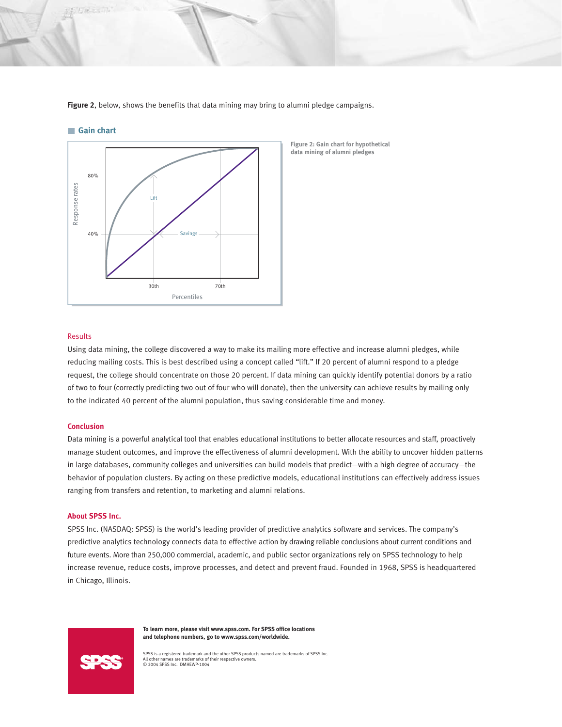**Figure 2**, below, shows the benefits that data mining may bring to alumni pledge campaigns.

## Gain chart

Response rates

80%

40%

Lift

Savings

30th

70th

Percentiles

Figure 2: Gain chart for hypothetical data mining of alumni pledges

## Results

Using data mining, the college discovered a way to make its mailing more effective and increase alumni pledges, while reducing mailing costs. This is best described using a concept called "lift." If 20 percent of alumni respond to a pledge request, the college should concentrate on those 20 percent. If data mining can quickly identify potential donors by a ratio of two to four (correctly predicting two out of four who will donate), then the university can achieve results by mailing only to the indicated 40 percent of the alumni population, thus saving considerable time and money.

## Conclusion

Data mining is a powerful analytical tool that enables educational institutions to better allocate resources and staff, proactively manage student outcomes, and improve the effectiveness of alumni development. With the ability to uncover hidden patterns in large databases, community colleges and universities can build models that predict—with a high degree of accuracy—the behavior of population clusters. By acting on these predictive models, educational institutions can effectively address issues ranging from transfers and retention, to marketing and alumni relations.

## About SPSS Inc.

SPSS Inc. (NASDAQ: SPSS) is the world's leading provider of predictive analytics software and services. The company's predictive analytics technology connects data to effective action by drawing reliable conclusions about current conditions and future events. More than 250,000 commercial, academic, and public sector organizations rely on SPSS technology to help increase revenue, reduce costs, improve processes, and detect and prevent fraud. Founded in 1968, SPSS is headquartered in Chicago, Illinois.

SPSS®

**To learn more, please visit www.spss.com. For SPSS office locations and telephone numbers, go to www.spss.com/worldwide.**

SPSS is a registered trademark and the other SPSS products named are trademarks of SPSS Inc.
All other names are trademarks of their respective owners.
© 2004 SPSS Inc. DMHEWP-1004